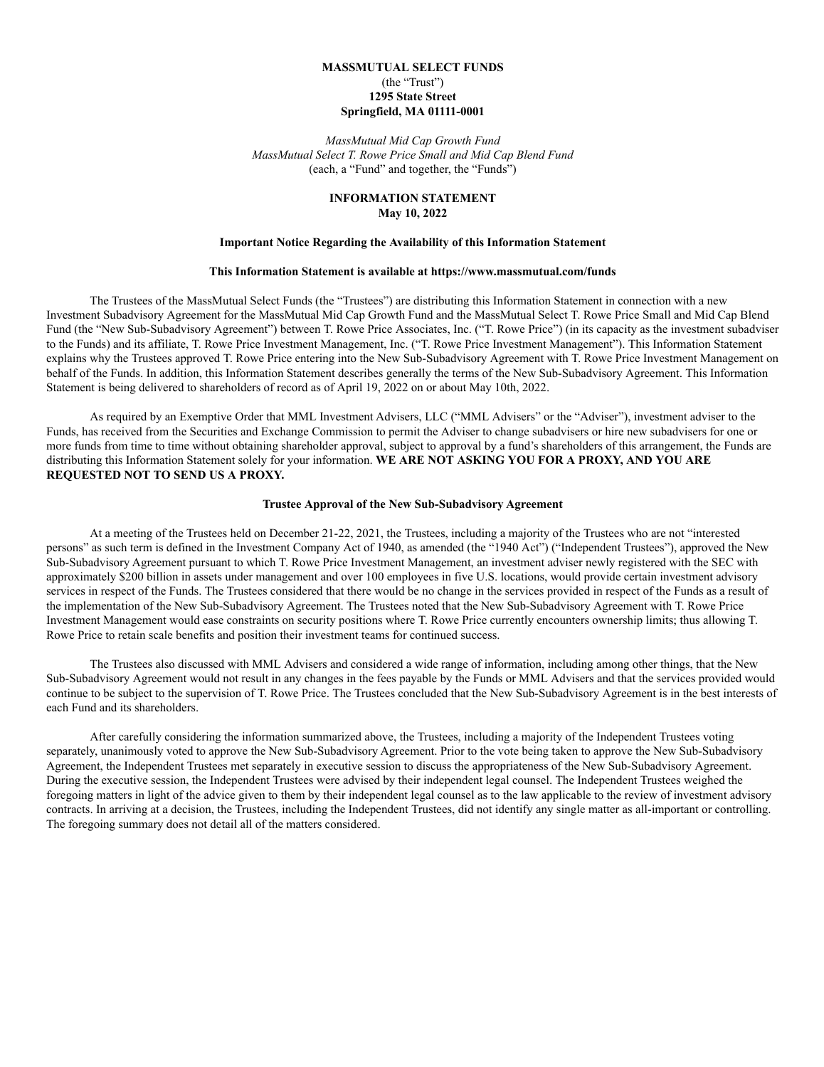**MASSMUTUAL SELECT FUNDS**
(the "Trust")
**1295 State Street**
**Springfield, MA 01111-0001**

*MassMutual Mid Cap Growth Fund*
*MassMutual Select T. Rowe Price Small and Mid Cap Blend Fund*
(each, a "Fund" and together, the "Funds")

**INFORMATION STATEMENT**
**May 10, 2022**

**Important Notice Regarding the Availability of this Information Statement**

**This Information Statement is available at https://www.massmutual.com/funds**

The Trustees of the MassMutual Select Funds (the "Trustees") are distributing this Information Statement in connection with a new Investment Subadvisory Agreement for the MassMutual Mid Cap Growth Fund and the MassMutual Select T. Rowe Price Small and Mid Cap Blend Fund (the "New Sub-Subadvisory Agreement") between T. Rowe Price Associates, Inc. ("T. Rowe Price") (in its capacity as the investment subadviser to the Funds) and its affiliate, T. Rowe Price Investment Management, Inc. ("T. Rowe Price Investment Management"). This Information Statement explains why the Trustees approved T. Rowe Price entering into the New Sub-Subadvisory Agreement with T. Rowe Price Investment Management on behalf of the Funds. In addition, this Information Statement describes generally the terms of the New Sub-Subadvisory Agreement. This Information Statement is being delivered to shareholders of record as of April 19, 2022 on or about May 10th, 2022.

As required by an Exemptive Order that MML Investment Advisers, LLC ("MML Advisers" or the "Adviser"), investment adviser to the Funds, has received from the Securities and Exchange Commission to permit the Adviser to change subadvisers or hire new subadvisers for one or more funds from time to time without obtaining shareholder approval, subject to approval by a fund's shareholders of this arrangement, the Funds are distributing this Information Statement solely for your information. **WE ARE NOT ASKING YOU FOR A PROXY, AND YOU ARE REQUESTED NOT TO SEND US A PROXY.**

**Trustee Approval of the New Sub-Subadvisory Agreement**

At a meeting of the Trustees held on December 21-22, 2021, the Trustees, including a majority of the Trustees who are not "interested persons" as such term is defined in the Investment Company Act of 1940, as amended (the "1940 Act") ("Independent Trustees"), approved the New Sub-Subadvisory Agreement pursuant to which T. Rowe Price Investment Management, an investment adviser newly registered with the SEC with approximately $200 billion in assets under management and over 100 employees in five U.S. locations, would provide certain investment advisory services in respect of the Funds. The Trustees considered that there would be no change in the services provided in respect of the Funds as a result of the implementation of the New Sub-Subadvisory Agreement. The Trustees noted that the New Sub-Subadvisory Agreement with T. Rowe Price Investment Management would ease constraints on security positions where T. Rowe Price currently encounters ownership limits; thus allowing T. Rowe Price to retain scale benefits and position their investment teams for continued success.

The Trustees also discussed with MML Advisers and considered a wide range of information, including among other things, that the New Sub-Subadvisory Agreement would not result in any changes in the fees payable by the Funds or MML Advisers and that the services provided would continue to be subject to the supervision of T. Rowe Price. The Trustees concluded that the New Sub-Subadvisory Agreement is in the best interests of each Fund and its shareholders.

After carefully considering the information summarized above, the Trustees, including a majority of the Independent Trustees voting separately, unanimously voted to approve the New Sub-Subadvisory Agreement. Prior to the vote being taken to approve the New Sub-Subadvisory Agreement, the Independent Trustees met separately in executive session to discuss the appropriateness of the New Sub-Subadvisory Agreement. During the executive session, the Independent Trustees were advised by their independent legal counsel. The Independent Trustees weighed the foregoing matters in light of the advice given to them by their independent legal counsel as to the law applicable to the review of investment advisory contracts. In arriving at a decision, the Trustees, including the Independent Trustees, did not identify any single matter as all-important or controlling. The foregoing summary does not detail all of the matters considered.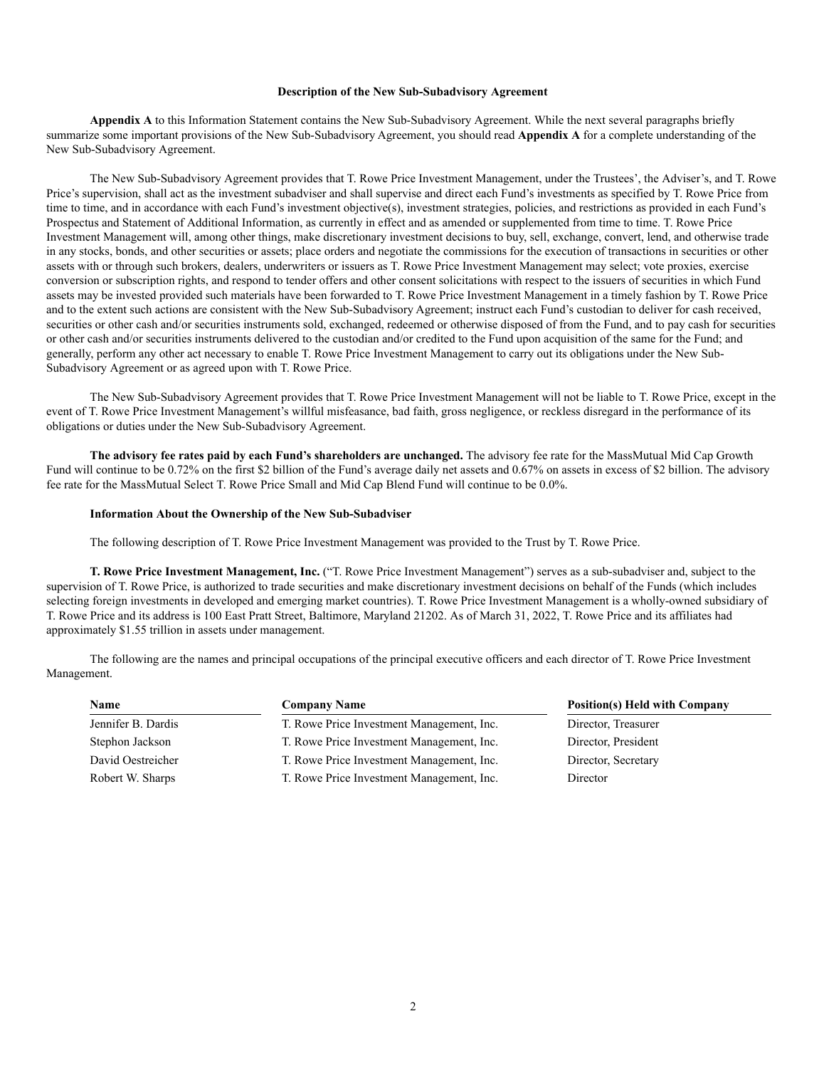### Description of the New Sub-Subadvisory Agreement

**Appendix A** to this Information Statement contains the New Sub-Subadvisory Agreement. While the next several paragraphs briefly summarize some important provisions of the New Sub-Subadvisory Agreement, you should read **Appendix A** for a complete understanding of the New Sub-Subadvisory Agreement.

The New Sub-Subadvisory Agreement provides that T. Rowe Price Investment Management, under the Trustees', the Adviser's, and T. Rowe Price's supervision, shall act as the investment subadviser and shall supervise and direct each Fund's investments as specified by T. Rowe Price from time to time, and in accordance with each Fund's investment objective(s), investment strategies, policies, and restrictions as provided in each Fund's Prospectus and Statement of Additional Information, as currently in effect and as amended or supplemented from time to time. T. Rowe Price Investment Management will, among other things, make discretionary investment decisions to buy, sell, exchange, convert, lend, and otherwise trade in any stocks, bonds, and other securities or assets; place orders and negotiate the commissions for the execution of transactions in securities or other assets with or through such brokers, dealers, underwriters or issuers as T. Rowe Price Investment Management may select; vote proxies, exercise conversion or subscription rights, and respond to tender offers and other consent solicitations with respect to the issuers of securities in which Fund assets may be invested provided such materials have been forwarded to T. Rowe Price Investment Management in a timely fashion by T. Rowe Price and to the extent such actions are consistent with the New Sub-Subadvisory Agreement; instruct each Fund's custodian to deliver for cash received, securities or other cash and/or securities instruments sold, exchanged, redeemed or otherwise disposed of from the Fund, and to pay cash for securities or other cash and/or securities instruments delivered to the custodian and/or credited to the Fund upon acquisition of the same for the Fund; and generally, perform any other act necessary to enable T. Rowe Price Investment Management to carry out its obligations under the New Sub-Subadvisory Agreement or as agreed upon with T. Rowe Price.

The New Sub-Subadvisory Agreement provides that T. Rowe Price Investment Management will not be liable to T. Rowe Price, except in the event of T. Rowe Price Investment Management's willful misfeasance, bad faith, gross negligence, or reckless disregard in the performance of its obligations or duties under the New Sub-Subadvisory Agreement.

**The advisory fee rates paid by each Fund's shareholders are unchanged.** The advisory fee rate for the MassMutual Mid Cap Growth Fund will continue to be 0.72% on the first $2 billion of the Fund's average daily net assets and 0.67% on assets in excess of $2 billion. The advisory fee rate for the MassMutual Select T. Rowe Price Small and Mid Cap Blend Fund will continue to be 0.0%.

### Information About the Ownership of the New Sub-Subadviser

The following description of T. Rowe Price Investment Management was provided to the Trust by T. Rowe Price.

**T. Rowe Price Investment Management, Inc.** ("T. Rowe Price Investment Management") serves as a sub-subadviser and, subject to the supervision of T. Rowe Price, is authorized to trade securities and make discretionary investment decisions on behalf of the Funds (which includes selecting foreign investments in developed and emerging market countries). T. Rowe Price Investment Management is a wholly-owned subsidiary of T. Rowe Price and its address is 100 East Pratt Street, Baltimore, Maryland 21202. As of March 31, 2022, T. Rowe Price and its affiliates had approximately $1.55 trillion in assets under management.

The following are the names and principal occupations of the principal executive officers and each director of T. Rowe Price Investment Management.

| Name | Company Name | Position(s) Held with Company |
|---|---|---|
| Jennifer B. Dardis | T. Rowe Price Investment Management, Inc. | Director, Treasurer |
| Stephon Jackson | T. Rowe Price Investment Management, Inc. | Director, President |
| David Oestreicher | T. Rowe Price Investment Management, Inc. | Director, Secretary |
| Robert W. Sharps | T. Rowe Price Investment Management, Inc. | Director |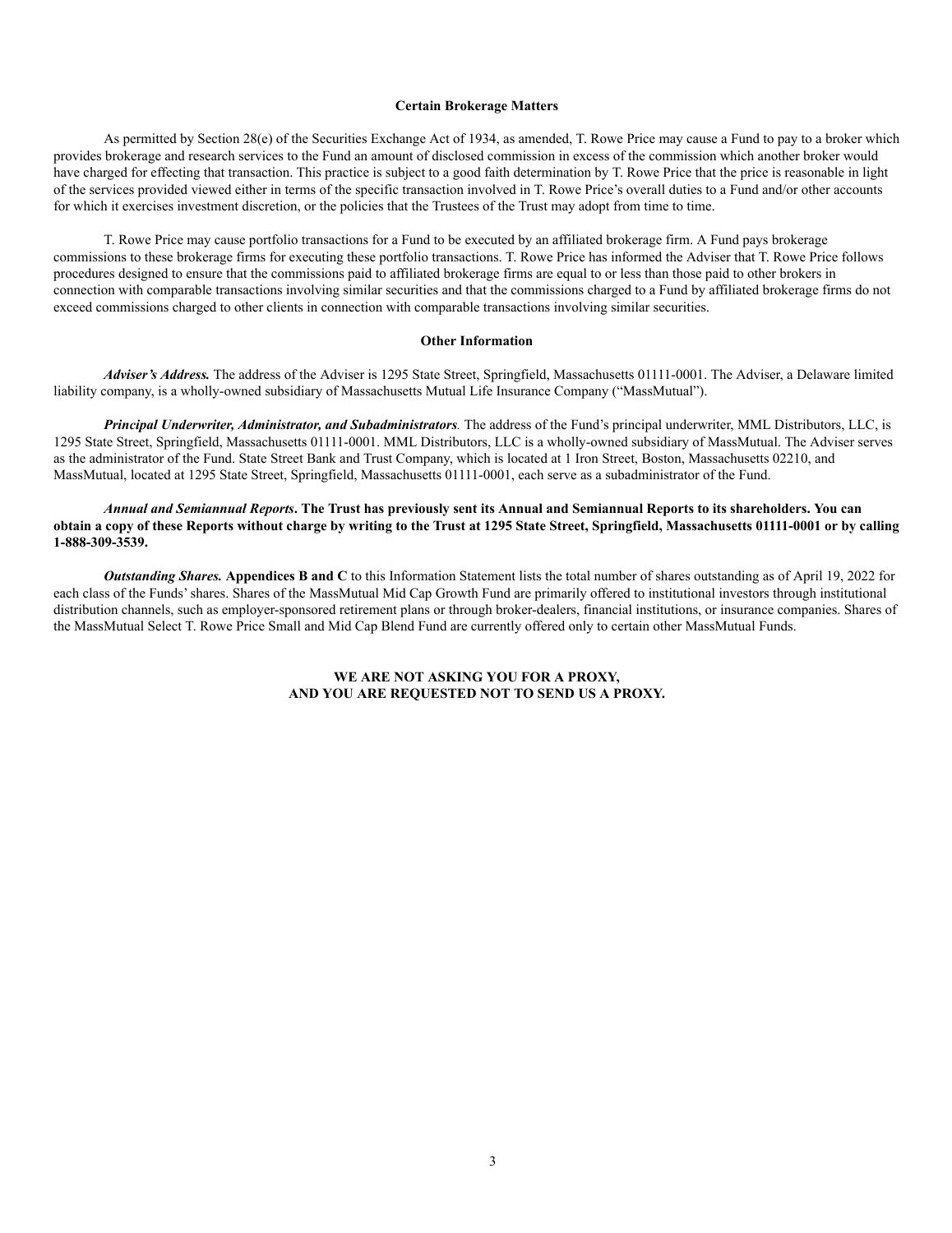## Certain Brokerage Matters

As permitted by Section 28(e) of the Securities Exchange Act of 1934, as amended, T. Rowe Price may cause a Fund to pay to a broker which provides brokerage and research services to the Fund an amount of disclosed commission in excess of the commission which another broker would have charged for effecting that transaction. This practice is subject to a good faith determination by T. Rowe Price that the price is reasonable in light of the services provided viewed either in terms of the specific transaction involved in T. Rowe Price's overall duties to a Fund and/or other accounts for which it exercises investment discretion, or the policies that the Trustees of the Trust may adopt from time to time.

T. Rowe Price may cause portfolio transactions for a Fund to be executed by an affiliated brokerage firm. A Fund pays brokerage commissions to these brokerage firms for executing these portfolio transactions. T. Rowe Price has informed the Adviser that T. Rowe Price follows procedures designed to ensure that the commissions paid to affiliated brokerage firms are equal to or less than those paid to other brokers in connection with comparable transactions involving similar securities and that the commissions charged to a Fund by affiliated brokerage firms do not exceed commissions charged to other clients in connection with comparable transactions involving similar securities.

## Other Information

***Adviser's Address.*** The address of the Adviser is 1295 State Street, Springfield, Massachusetts 01111-0001. The Adviser, a Delaware limited liability company, is a wholly-owned subsidiary of Massachusetts Mutual Life Insurance Company ("MassMutual").

***Principal Underwriter, Administrator, and Subadministrators*.** The address of the Fund's principal underwriter, MML Distributors, LLC, is 1295 State Street, Springfield, Massachusetts 01111-0001. MML Distributors, LLC is a wholly-owned subsidiary of MassMutual. The Adviser serves as the administrator of the Fund. State Street Bank and Trust Company, which is located at 1 Iron Street, Boston, Massachusetts 02210, and MassMutual, located at 1295 State Street, Springfield, Massachusetts 01111-0001, each serve as a subadministrator of the Fund.

***Annual and Semiannual Reports*. The Trust has previously sent its Annual and Semiannual Reports to its shareholders. You can obtain a copy of these Reports without charge by writing to the Trust at 1295 State Street, Springfield, Massachusetts 01111-0001 or by calling 1-888-309-3539.**

***Outstanding Shares.*** **Appendices B and C** to this Information Statement lists the total number of shares outstanding as of April 19, 2022 for each class of the Funds' shares. Shares of the MassMutual Mid Cap Growth Fund are primarily offered to institutional investors through institutional distribution channels, such as employer-sponsored retirement plans or through broker-dealers, financial institutions, or insurance companies. Shares of the MassMutual Select T. Rowe Price Small and Mid Cap Blend Fund are currently offered only to certain other MassMutual Funds.

**WE ARE NOT ASKING YOU FOR A PROXY,
AND YOU ARE REQUESTED NOT TO SEND US A PROXY.**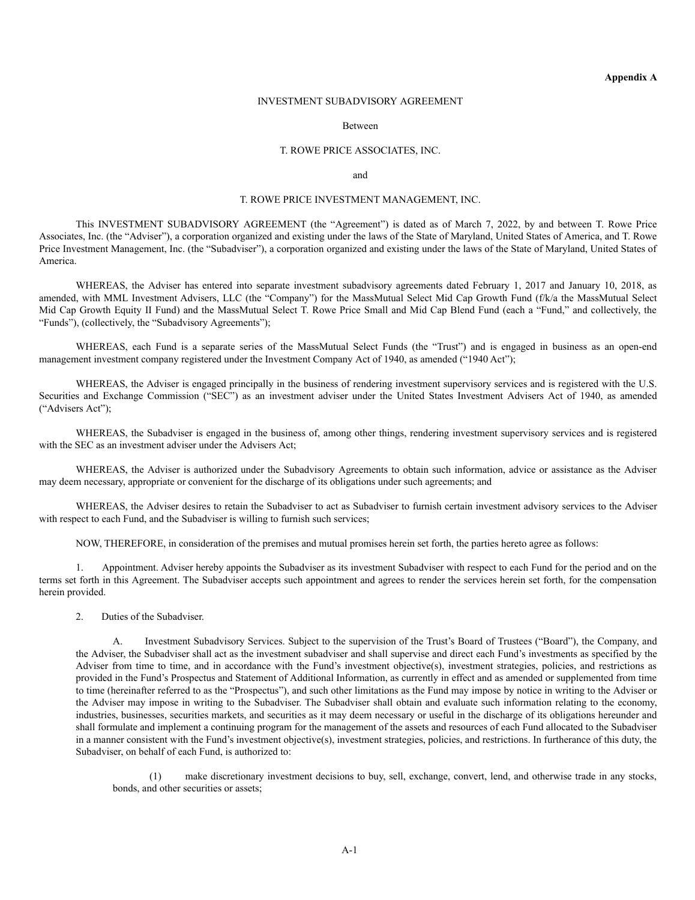**Appendix A**

INVESTMENT SUBADVISORY AGREEMENT

Between

T. ROWE PRICE ASSOCIATES, INC.

and

T. ROWE PRICE INVESTMENT MANAGEMENT, INC.

This INVESTMENT SUBADVISORY AGREEMENT (the "Agreement") is dated as of March 7, 2022, by and between T. Rowe Price Associates, Inc. (the "Adviser"), a corporation organized and existing under the laws of the State of Maryland, United States of America, and T. Rowe Price Investment Management, Inc. (the "Subadviser"), a corporation organized and existing under the laws of the State of Maryland, United States of America.

WHEREAS, the Adviser has entered into separate investment subadvisory agreements dated February 1, 2017 and January 10, 2018, as amended, with MML Investment Advisers, LLC (the "Company") for the MassMutual Select Mid Cap Growth Fund (f/k/a the MassMutual Select Mid Cap Growth Equity II Fund) and the MassMutual Select T. Rowe Price Small and Mid Cap Blend Fund (each a "Fund," and collectively, the "Funds"), (collectively, the "Subadvisory Agreements");

WHEREAS, each Fund is a separate series of the MassMutual Select Funds (the "Trust") and is engaged in business as an open-end management investment company registered under the Investment Company Act of 1940, as amended ("1940 Act");

WHEREAS, the Adviser is engaged principally in the business of rendering investment supervisory services and is registered with the U.S. Securities and Exchange Commission ("SEC") as an investment adviser under the United States Investment Advisers Act of 1940, as amended ("Advisers Act");

WHEREAS, the Subadviser is engaged in the business of, among other things, rendering investment supervisory services and is registered with the SEC as an investment adviser under the Advisers Act;

WHEREAS, the Adviser is authorized under the Subadvisory Agreements to obtain such information, advice or assistance as the Adviser may deem necessary, appropriate or convenient for the discharge of its obligations under such agreements; and

WHEREAS, the Adviser desires to retain the Subadviser to act as Subadviser to furnish certain investment advisory services to the Adviser with respect to each Fund, and the Subadviser is willing to furnish such services;

NOW, THEREFORE, in consideration of the premises and mutual promises herein set forth, the parties hereto agree as follows:

1. Appointment. Adviser hereby appoints the Subadviser as its investment Subadviser with respect to each Fund for the period and on the terms set forth in this Agreement. The Subadviser accepts such appointment and agrees to render the services herein set forth, for the compensation herein provided.

2. Duties of the Subadviser.

A. Investment Subadvisory Services. Subject to the supervision of the Trust's Board of Trustees ("Board"), the Company, and the Adviser, the Subadviser shall act as the investment subadviser and shall supervise and direct each Fund's investments as specified by the Adviser from time to time, and in accordance with the Fund's investment objective(s), investment strategies, policies, and restrictions as provided in the Fund's Prospectus and Statement of Additional Information, as currently in effect and as amended or supplemented from time to time (hereinafter referred to as the "Prospectus"), and such other limitations as the Fund may impose by notice in writing to the Adviser or the Adviser may impose in writing to the Subadviser. The Subadviser shall obtain and evaluate such information relating to the economy, industries, businesses, securities markets, and securities as it may deem necessary or useful in the discharge of its obligations hereunder and shall formulate and implement a continuing program for the management of the assets and resources of each Fund allocated to the Subadviser in a manner consistent with the Fund's investment objective(s), investment strategies, policies, and restrictions. In furtherance of this duty, the Subadviser, on behalf of each Fund, is authorized to:

(1) make discretionary investment decisions to buy, sell, exchange, convert, lend, and otherwise trade in any stocks, bonds, and other securities or assets;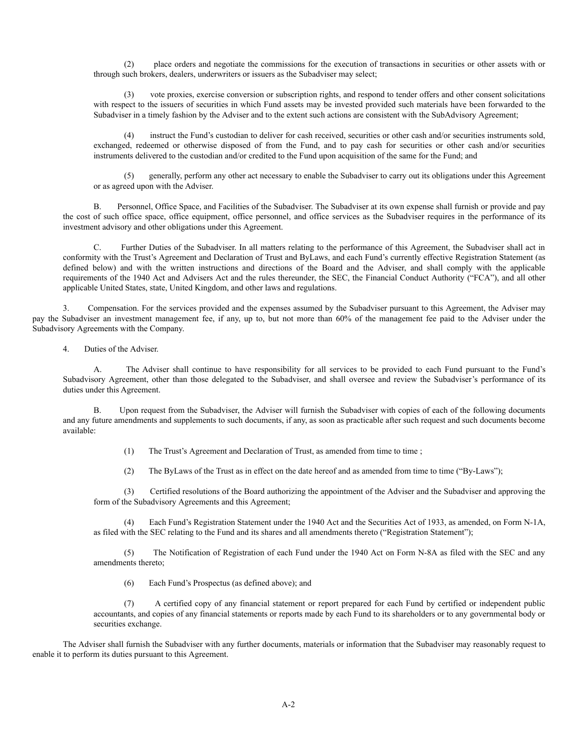(2) place orders and negotiate the commissions for the execution of transactions in securities or other assets with or through such brokers, dealers, underwriters or issuers as the Subadviser may select;

(3) vote proxies, exercise conversion or subscription rights, and respond to tender offers and other consent solicitations with respect to the issuers of securities in which Fund assets may be invested provided such materials have been forwarded to the Subadviser in a timely fashion by the Adviser and to the extent such actions are consistent with the SubAdvisory Agreement;

(4) instruct the Fund's custodian to deliver for cash received, securities or other cash and/or securities instruments sold, exchanged, redeemed or otherwise disposed of from the Fund, and to pay cash for securities or other cash and/or securities instruments delivered to the custodian and/or credited to the Fund upon acquisition of the same for the Fund; and

(5) generally, perform any other act necessary to enable the Subadviser to carry out its obligations under this Agreement or as agreed upon with the Adviser.

B. Personnel, Office Space, and Facilities of the Subadviser. The Subadviser at its own expense shall furnish or provide and pay the cost of such office space, office equipment, office personnel, and office services as the Subadviser requires in the performance of its investment advisory and other obligations under this Agreement.

C. Further Duties of the Subadviser. In all matters relating to the performance of this Agreement, the Subadviser shall act in conformity with the Trust's Agreement and Declaration of Trust and ByLaws, and each Fund's currently effective Registration Statement (as defined below) and with the written instructions and directions of the Board and the Adviser, and shall comply with the applicable requirements of the 1940 Act and Advisers Act and the rules thereunder, the SEC, the Financial Conduct Authority ("FCA"), and all other applicable United States, state, United Kingdom, and other laws and regulations.

3. Compensation. For the services provided and the expenses assumed by the Subadviser pursuant to this Agreement, the Adviser may pay the Subadviser an investment management fee, if any, up to, but not more than 60% of the management fee paid to the Adviser under the Subadvisory Agreements with the Company.

4. Duties of the Adviser.

A. The Adviser shall continue to have responsibility for all services to be provided to each Fund pursuant to the Fund's Subadvisory Agreement, other than those delegated to the Subadviser, and shall oversee and review the Subadviser's performance of its duties under this Agreement.

B. Upon request from the Subadviser, the Adviser will furnish the Subadviser with copies of each of the following documents and any future amendments and supplements to such documents, if any, as soon as practicable after such request and such documents become available:

(1) The Trust's Agreement and Declaration of Trust, as amended from time to time ;

(2) The ByLaws of the Trust as in effect on the date hereof and as amended from time to time ("By-Laws");

(3) Certified resolutions of the Board authorizing the appointment of the Adviser and the Subadviser and approving the form of the Subadvisory Agreements and this Agreement;

(4) Each Fund's Registration Statement under the 1940 Act and the Securities Act of 1933, as amended, on Form N-1A, as filed with the SEC relating to the Fund and its shares and all amendments thereto ("Registration Statement");

(5) The Notification of Registration of each Fund under the 1940 Act on Form N-8A as filed with the SEC and any amendments thereto;

(6) Each Fund's Prospectus (as defined above); and

(7) A certified copy of any financial statement or report prepared for each Fund by certified or independent public accountants, and copies of any financial statements or reports made by each Fund to its shareholders or to any governmental body or securities exchange.

The Adviser shall furnish the Subadviser with any further documents, materials or information that the Subadviser may reasonably request to enable it to perform its duties pursuant to this Agreement.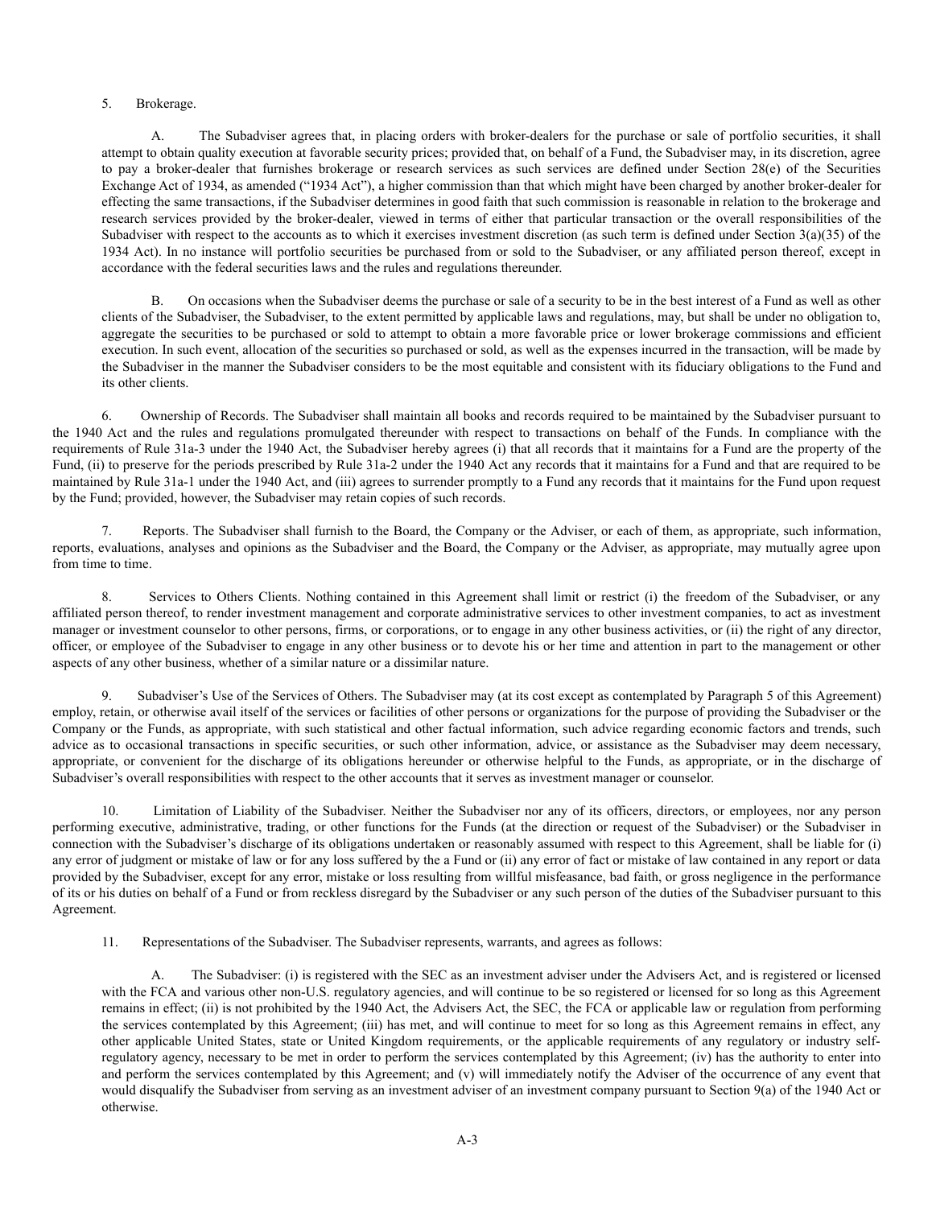5. Brokerage.

A. The Subadviser agrees that, in placing orders with broker-dealers for the purchase or sale of portfolio securities, it shall attempt to obtain quality execution at favorable security prices; provided that, on behalf of a Fund, the Subadviser may, in its discretion, agree to pay a broker-dealer that furnishes brokerage or research services as such services are defined under Section 28(e) of the Securities Exchange Act of 1934, as amended ("1934 Act"), a higher commission than that which might have been charged by another broker-dealer for effecting the same transactions, if the Subadviser determines in good faith that such commission is reasonable in relation to the brokerage and research services provided by the broker-dealer, viewed in terms of either that particular transaction or the overall responsibilities of the Subadviser with respect to the accounts as to which it exercises investment discretion (as such term is defined under Section 3(a)(35) of the 1934 Act). In no instance will portfolio securities be purchased from or sold to the Subadviser, or any affiliated person thereof, except in accordance with the federal securities laws and the rules and regulations thereunder.

B. On occasions when the Subadviser deems the purchase or sale of a security to be in the best interest of a Fund as well as other clients of the Subadviser, the Subadviser, to the extent permitted by applicable laws and regulations, may, but shall be under no obligation to, aggregate the securities to be purchased or sold to attempt to obtain a more favorable price or lower brokerage commissions and efficient execution. In such event, allocation of the securities so purchased or sold, as well as the expenses incurred in the transaction, will be made by the Subadviser in the manner the Subadviser considers to be the most equitable and consistent with its fiduciary obligations to the Fund and its other clients.

6. Ownership of Records. The Subadviser shall maintain all books and records required to be maintained by the Subadviser pursuant to the 1940 Act and the rules and regulations promulgated thereunder with respect to transactions on behalf of the Funds. In compliance with the requirements of Rule 31a-3 under the 1940 Act, the Subadviser hereby agrees (i) that all records that it maintains for a Fund are the property of the Fund, (ii) to preserve for the periods prescribed by Rule 31a-2 under the 1940 Act any records that it maintains for a Fund and that are required to be maintained by Rule 31a-1 under the 1940 Act, and (iii) agrees to surrender promptly to a Fund any records that it maintains for the Fund upon request by the Fund; provided, however, the Subadviser may retain copies of such records.

7. Reports. The Subadviser shall furnish to the Board, the Company or the Adviser, or each of them, as appropriate, such information, reports, evaluations, analyses and opinions as the Subadviser and the Board, the Company or the Adviser, as appropriate, may mutually agree upon from time to time.

8. Services to Others Clients. Nothing contained in this Agreement shall limit or restrict (i) the freedom of the Subadviser, or any affiliated person thereof, to render investment management and corporate administrative services to other investment companies, to act as investment manager or investment counselor to other persons, firms, or corporations, or to engage in any other business activities, or (ii) the right of any director, officer, or employee of the Subadviser to engage in any other business or to devote his or her time and attention in part to the management or other aspects of any other business, whether of a similar nature or a dissimilar nature.

9. Subadviser's Use of the Services of Others. The Subadviser may (at its cost except as contemplated by Paragraph 5 of this Agreement) employ, retain, or otherwise avail itself of the services or facilities of other persons or organizations for the purpose of providing the Subadviser or the Company or the Funds, as appropriate, with such statistical and other factual information, such advice regarding economic factors and trends, such advice as to occasional transactions in specific securities, or such other information, advice, or assistance as the Subadviser may deem necessary, appropriate, or convenient for the discharge of its obligations hereunder or otherwise helpful to the Funds, as appropriate, or in the discharge of Subadviser's overall responsibilities with respect to the other accounts that it serves as investment manager or counselor.

10. Limitation of Liability of the Subadviser. Neither the Subadviser nor any of its officers, directors, or employees, nor any person performing executive, administrative, trading, or other functions for the Funds (at the direction or request of the Subadviser) or the Subadviser in connection with the Subadviser's discharge of its obligations undertaken or reasonably assumed with respect to this Agreement, shall be liable for (i) any error of judgment or mistake of law or for any loss suffered by the a Fund or (ii) any error of fact or mistake of law contained in any report or data provided by the Subadviser, except for any error, mistake or loss resulting from willful misfeasance, bad faith, or gross negligence in the performance of its or his duties on behalf of a Fund or from reckless disregard by the Subadviser or any such person of the duties of the Subadviser pursuant to this Agreement.

11. Representations of the Subadviser. The Subadviser represents, warrants, and agrees as follows:

A. The Subadviser: (i) is registered with the SEC as an investment adviser under the Advisers Act, and is registered or licensed with the FCA and various other non-U.S. regulatory agencies, and will continue to be so registered or licensed for so long as this Agreement remains in effect; (ii) is not prohibited by the 1940 Act, the Advisers Act, the SEC, the FCA or applicable law or regulation from performing the services contemplated by this Agreement; (iii) has met, and will continue to meet for so long as this Agreement remains in effect, any other applicable United States, state or United Kingdom requirements, or the applicable requirements of any regulatory or industry self-regulatory agency, necessary to be met in order to perform the services contemplated by this Agreement; (iv) has the authority to enter into and perform the services contemplated by this Agreement; and (v) will immediately notify the Adviser of the occurrence of any event that would disqualify the Subadviser from serving as an investment adviser of an investment company pursuant to Section 9(a) of the 1940 Act or otherwise.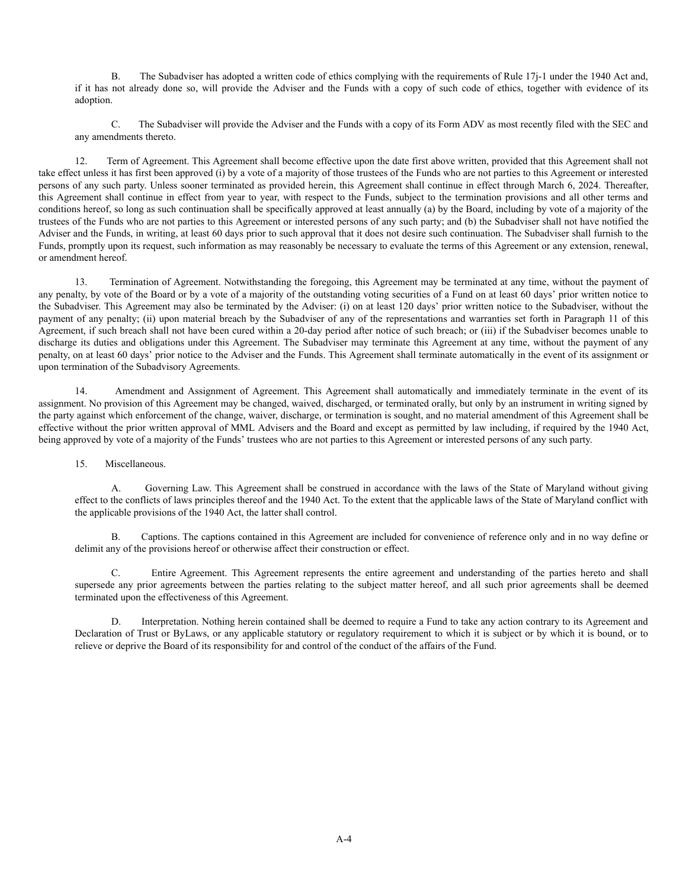B. The Subadviser has adopted a written code of ethics complying with the requirements of Rule 17j-1 under the 1940 Act and, if it has not already done so, will provide the Adviser and the Funds with a copy of such code of ethics, together with evidence of its adoption.

C. The Subadviser will provide the Adviser and the Funds with a copy of its Form ADV as most recently filed with the SEC and any amendments thereto.

12. Term of Agreement. This Agreement shall become effective upon the date first above written, provided that this Agreement shall not take effect unless it has first been approved (i) by a vote of a majority of those trustees of the Funds who are not parties to this Agreement or interested persons of any such party. Unless sooner terminated as provided herein, this Agreement shall continue in effect through March 6, 2024. Thereafter, this Agreement shall continue in effect from year to year, with respect to the Funds, subject to the termination provisions and all other terms and conditions hereof, so long as such continuation shall be specifically approved at least annually (a) by the Board, including by vote of a majority of the trustees of the Funds who are not parties to this Agreement or interested persons of any such party; and (b) the Subadviser shall not have notified the Adviser and the Funds, in writing, at least 60 days prior to such approval that it does not desire such continuation. The Subadviser shall furnish to the Funds, promptly upon its request, such information as may reasonably be necessary to evaluate the terms of this Agreement or any extension, renewal, or amendment hereof.

13. Termination of Agreement. Notwithstanding the foregoing, this Agreement may be terminated at any time, without the payment of any penalty, by vote of the Board or by a vote of a majority of the outstanding voting securities of a Fund on at least 60 days' prior written notice to the Subadviser. This Agreement may also be terminated by the Adviser: (i) on at least 120 days' prior written notice to the Subadviser, without the payment of any penalty; (ii) upon material breach by the Subadviser of any of the representations and warranties set forth in Paragraph 11 of this Agreement, if such breach shall not have been cured within a 20-day period after notice of such breach; or (iii) if the Subadviser becomes unable to discharge its duties and obligations under this Agreement. The Subadviser may terminate this Agreement at any time, without the payment of any penalty, on at least 60 days' prior notice to the Adviser and the Funds. This Agreement shall terminate automatically in the event of its assignment or upon termination of the Subadvisory Agreements.

14. Amendment and Assignment of Agreement. This Agreement shall automatically and immediately terminate in the event of its assignment. No provision of this Agreement may be changed, waived, discharged, or terminated orally, but only by an instrument in writing signed by the party against which enforcement of the change, waiver, discharge, or termination is sought, and no material amendment of this Agreement shall be effective without the prior written approval of MML Advisers and the Board and except as permitted by law including, if required by the 1940 Act, being approved by vote of a majority of the Funds' trustees who are not parties to this Agreement or interested persons of any such party.

15. Miscellaneous.

A. Governing Law. This Agreement shall be construed in accordance with the laws of the State of Maryland without giving effect to the conflicts of laws principles thereof and the 1940 Act. To the extent that the applicable laws of the State of Maryland conflict with the applicable provisions of the 1940 Act, the latter shall control.

B. Captions. The captions contained in this Agreement are included for convenience of reference only and in no way define or delimit any of the provisions hereof or otherwise affect their construction or effect.

C. Entire Agreement. This Agreement represents the entire agreement and understanding of the parties hereto and shall supersede any prior agreements between the parties relating to the subject matter hereof, and all such prior agreements shall be deemed terminated upon the effectiveness of this Agreement.

D. Interpretation. Nothing herein contained shall be deemed to require a Fund to take any action contrary to its Agreement and Declaration of Trust or ByLaws, or any applicable statutory or regulatory requirement to which it is subject or by which it is bound, or to relieve or deprive the Board of its responsibility for and control of the conduct of the affairs of the Fund.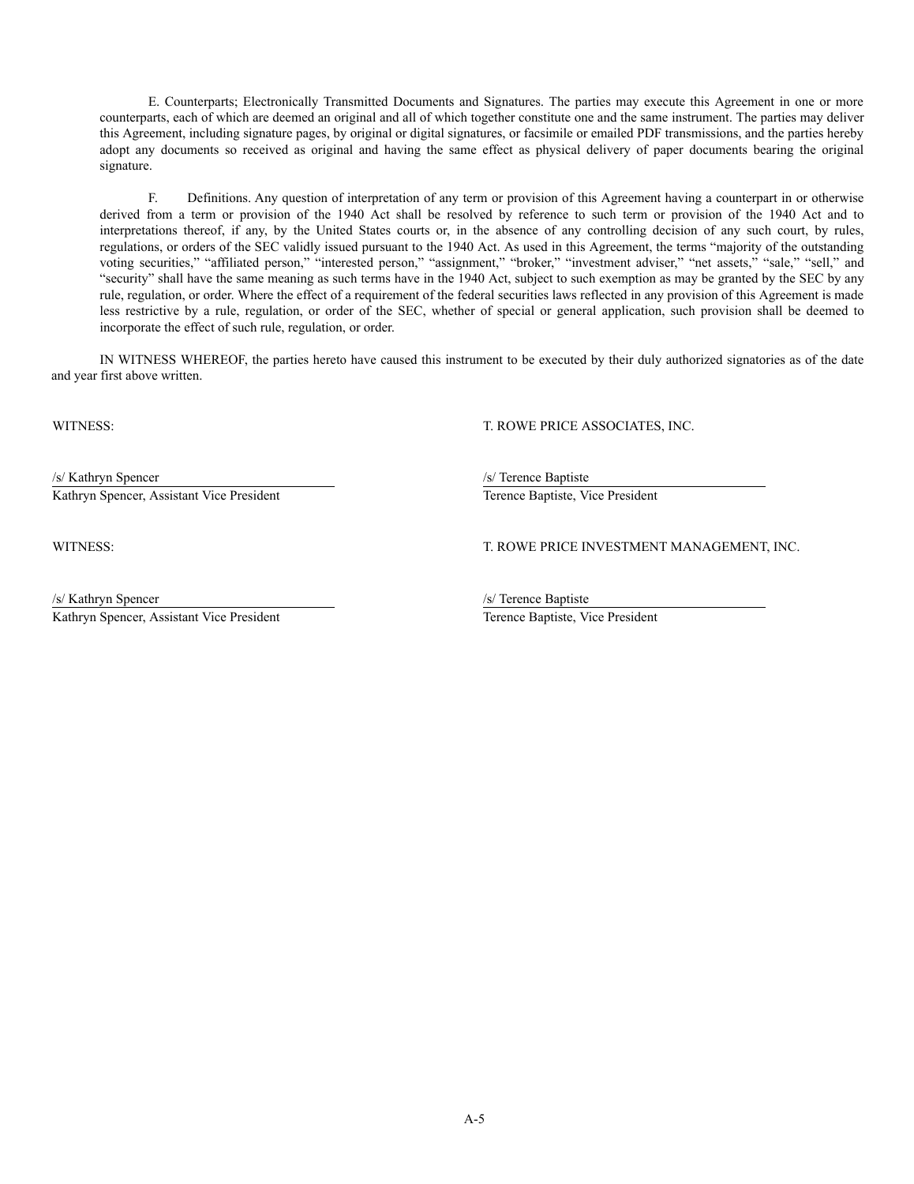E. Counterparts; Electronically Transmitted Documents and Signatures. The parties may execute this Agreement in one or more counterparts, each of which are deemed an original and all of which together constitute one and the same instrument. The parties may deliver this Agreement, including signature pages, by original or digital signatures, or facsimile or emailed PDF transmissions, and the parties hereby adopt any documents so received as original and having the same effect as physical delivery of paper documents bearing the original signature.

F. Definitions. Any question of interpretation of any term or provision of this Agreement having a counterpart in or otherwise derived from a term or provision of the 1940 Act shall be resolved by reference to such term or provision of the 1940 Act and to interpretations thereof, if any, by the United States courts or, in the absence of any controlling decision of any such court, by rules, regulations, or orders of the SEC validly issued pursuant to the 1940 Act. As used in this Agreement, the terms "majority of the outstanding voting securities," "affiliated person," "interested person," "assignment," "broker," "investment adviser," "net assets," "sale," "sell," and "security" shall have the same meaning as such terms have in the 1940 Act, subject to such exemption as may be granted by the SEC by any rule, regulation, or order. Where the effect of a requirement of the federal securities laws reflected in any provision of this Agreement is made less restrictive by a rule, regulation, or order of the SEC, whether of special or general application, such provision shall be deemed to incorporate the effect of such rule, regulation, or order.

IN WITNESS WHEREOF, the parties hereto have caused this instrument to be executed by their duly authorized signatories as of the date and year first above written.

| WITNESS: | T. ROWE PRICE ASSOCIATES, INC. |
|---|---|
| /s/ Kathryn Spencer | /s/ Terence Baptiste |
| Kathryn Spencer, Assistant Vice President | Terence Baptiste, Vice President |

| WITNESS: | T. ROWE PRICE INVESTMENT MANAGEMENT, INC. |
|---|---|
| /s/ Kathryn Spencer | /s/ Terence Baptiste |
| Kathryn Spencer, Assistant Vice President | Terence Baptiste, Vice President |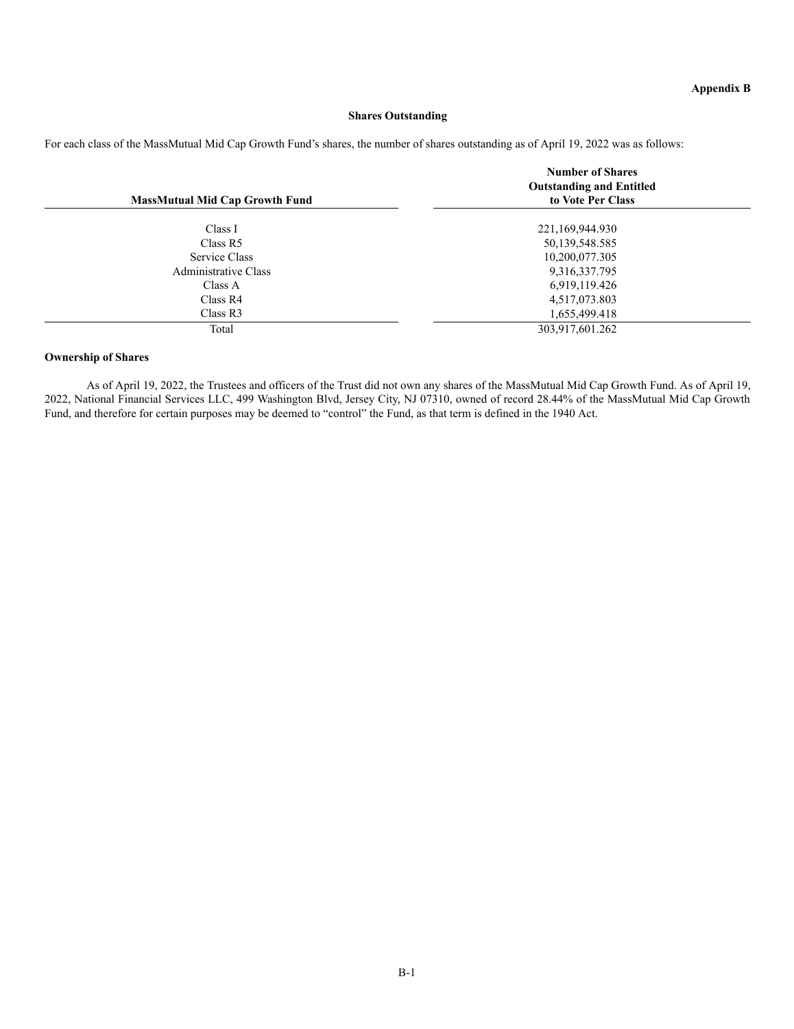**Appendix B**

**Shares Outstanding**

For each class of the MassMutual Mid Cap Growth Fund's shares, the number of shares outstanding as of April 19, 2022 was as follows:

| MassMutual Mid Cap Growth Fund | Number of Shares Outstanding and Entitled to Vote Per Class |
|---|---|
| Class I | 221,169,944.930 |
| Class R5 | 50,139,548.585 |
| Service Class | 10,200,077.305 |
| Administrative Class | 9,316,337.795 |
| Class A | 6,919,119.426 |
| Class R4 | 4,517,073.803 |
| Class R3 | 1,655,499.418 |
| Total | 303,917,601.262 |

**Ownership of Shares**

As of April 19, 2022, the Trustees and officers of the Trust did not own any shares of the MassMutual Mid Cap Growth Fund. As of April 19, 2022, National Financial Services LLC, 499 Washington Blvd, Jersey City, NJ 07310, owned of record 28.44% of the MassMutual Mid Cap Growth Fund, and therefore for certain purposes may be deemed to "control" the Fund, as that term is defined in the 1940 Act.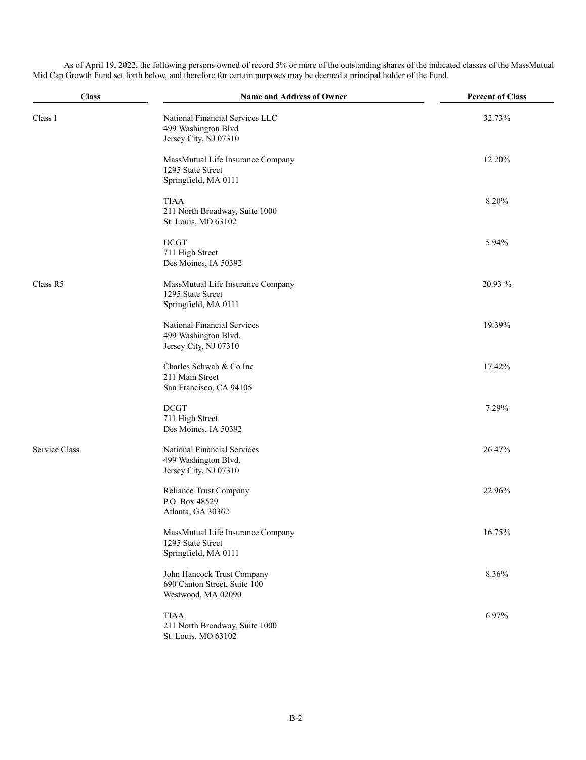As of April 19, 2022, the following persons owned of record 5% or more of the outstanding shares of the indicated classes of the MassMutual Mid Cap Growth Fund set forth below, and therefore for certain purposes may be deemed a principal holder of the Fund.

| Class | Name and Address of Owner | Percent of Class |
|---|---|---|
| Class I | National Financial Services LLC<br>499 Washington Blvd<br>Jersey City, NJ 07310 | 32.73% |
| | MassMutual Life Insurance Company<br>1295 State Street<br>Springfield, MA 0111 | 12.20% |
| | TIAA<br>211 North Broadway, Suite 1000<br>St. Louis, MO 63102 | 8.20% |
| | DCGT<br>711 High Street<br>Des Moines, IA 50392 | 5.94% |
| Class R5 | MassMutual Life Insurance Company<br>1295 State Street<br>Springfield, MA 0111 | 20.93 % |
| | National Financial Services<br>499 Washington Blvd.<br>Jersey City, NJ 07310 | 19.39% |
| | Charles Schwab & Co Inc<br>211 Main Street<br>San Francisco, CA 94105 | 17.42% |
| | DCGT<br>711 High Street<br>Des Moines, IA 50392 | 7.29% |
| Service Class | National Financial Services<br>499 Washington Blvd.<br>Jersey City, NJ 07310 | 26.47% |
| | Reliance Trust Company<br>P.O. Box 48529<br>Atlanta, GA 30362 | 22.96% |
| | MassMutual Life Insurance Company<br>1295 State Street<br>Springfield, MA 0111 | 16.75% |
| | John Hancock Trust Company<br>690 Canton Street, Suite 100<br>Westwood, MA 02090 | 8.36% |
| | TIAA<br>211 North Broadway, Suite 1000<br>St. Louis, MO 63102 | 6.97% |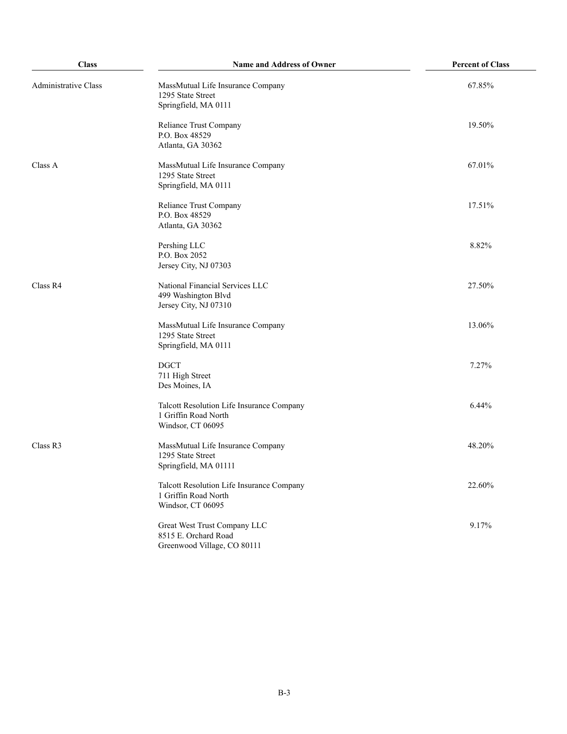| Class | Name and Address of Owner | Percent of Class |
|---|---|---|
| Administrative Class | MassMutual Life Insurance Company<br>1295 State Street<br>Springfield, MA 0111 | 67.85% |
| | Reliance Trust Company<br>P.O. Box 48529<br>Atlanta, GA 30362 | 19.50% |
| Class A | MassMutual Life Insurance Company<br>1295 State Street<br>Springfield, MA 0111 | 67.01% |
| | Reliance Trust Company<br>P.O. Box 48529<br>Atlanta, GA 30362 | 17.51% |
| | Pershing LLC<br>P.O. Box 2052<br>Jersey City, NJ 07303 | 8.82% |
| Class R4 | National Financial Services LLC<br>499 Washington Blvd<br>Jersey City, NJ 07310 | 27.50% |
| | MassMutual Life Insurance Company<br>1295 State Street<br>Springfield, MA 0111 | 13.06% |
| | DGCT<br>711 High Street<br>Des Moines, IA | 7.27% |
| | Talcott Resolution Life Insurance Company<br>1 Griffin Road North<br>Windsor, CT 06095 | 6.44% |
| Class R3 | MassMutual Life Insurance Company<br>1295 State Street<br>Springfield, MA 01111 | 48.20% |
| | Talcott Resolution Life Insurance Company<br>1 Griffin Road North<br>Windsor, CT 06095 | 22.60% |
| | Great West Trust Company LLC<br>8515 E. Orchard Road<br>Greenwood Village, CO 80111 | 9.17% |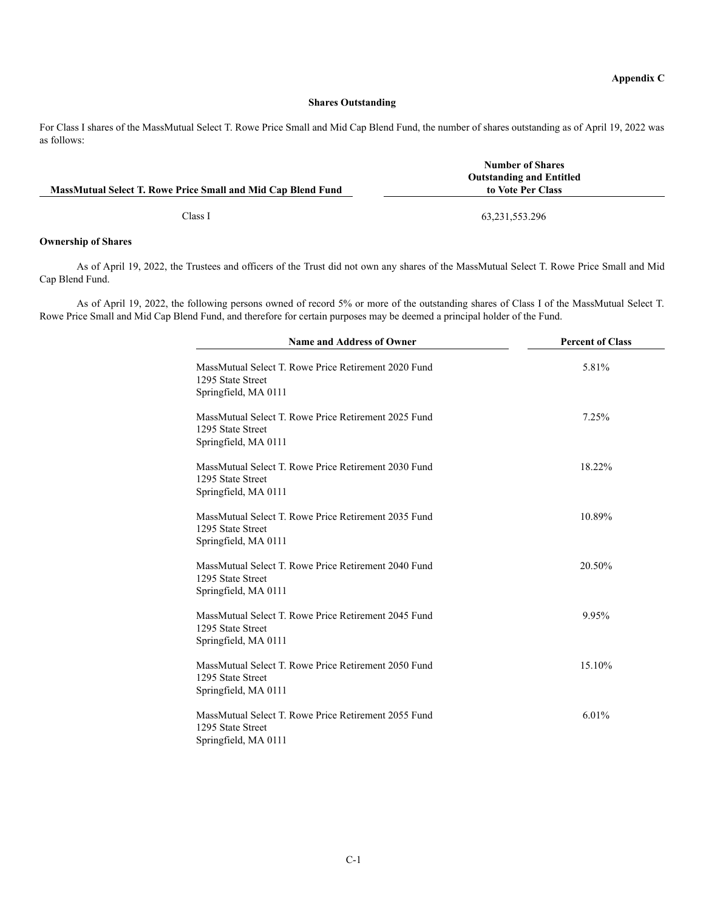**Appendix C**

**Shares Outstanding**

For Class I shares of the MassMutual Select T. Rowe Price Small and Mid Cap Blend Fund, the number of shares outstanding as of April 19, 2022 was as follows:

| MassMutual Select T. Rowe Price Small and Mid Cap Blend Fund | Number of Shares Outstanding and Entitled to Vote Per Class |
| --- | --- |
| Class I | 63,231,553.296 |

**Ownership of Shares**

As of April 19, 2022, the Trustees and officers of the Trust did not own any shares of the MassMutual Select T. Rowe Price Small and Mid Cap Blend Fund.

As of April 19, 2022, the following persons owned of record 5% or more of the outstanding shares of Class I of the MassMutual Select T. Rowe Price Small and Mid Cap Blend Fund, and therefore for certain purposes may be deemed a principal holder of the Fund.

| Name and Address of Owner | Percent of Class |
| --- | --- |
| MassMutual Select T. Rowe Price Retirement 2020 Fund<br>1295 State Street<br>Springfield, MA 0111 | 5.81% |
| MassMutual Select T. Rowe Price Retirement 2025 Fund<br>1295 State Street<br>Springfield, MA 0111 | 7.25% |
| MassMutual Select T. Rowe Price Retirement 2030 Fund<br>1295 State Street<br>Springfield, MA 0111 | 18.22% |
| MassMutual Select T. Rowe Price Retirement 2035 Fund<br>1295 State Street<br>Springfield, MA 0111 | 10.89% |
| MassMutual Select T. Rowe Price Retirement 2040 Fund<br>1295 State Street<br>Springfield, MA 0111 | 20.50% |
| MassMutual Select T. Rowe Price Retirement 2045 Fund<br>1295 State Street<br>Springfield, MA 0111 | 9.95% |
| MassMutual Select T. Rowe Price Retirement 2050 Fund<br>1295 State Street<br>Springfield, MA 0111 | 15.10% |
| MassMutual Select T. Rowe Price Retirement 2055 Fund<br>1295 State Street<br>Springfield, MA 0111 | 6.01% |